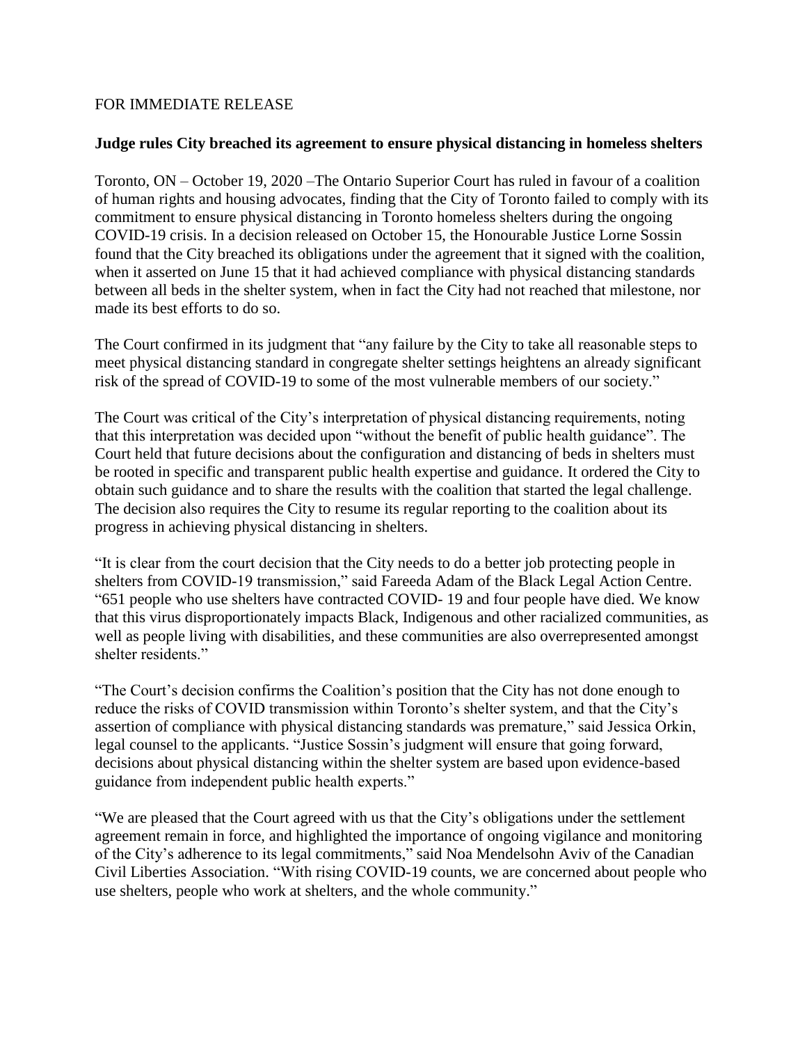FOR IMMEDIATE RELEASE

**Judge rules City breached its agreement to ensure physical distancing in homeless shelters**

Toronto, ON – October 19, 2020 –The Ontario Superior Court has ruled in favour of a coalition of human rights and housing advocates, finding that the City of Toronto failed to comply with its commitment to ensure physical distancing in Toronto homeless shelters during the ongoing COVID-19 crisis. In a decision released on October 15, the Honourable Justice Lorne Sossin found that the City breached its obligations under the agreement that it signed with the coalition, when it asserted on June 15 that it had achieved compliance with physical distancing standards between all beds in the shelter system, when in fact the City had not reached that milestone, nor made its best efforts to do so.

The Court confirmed in its judgment that "any failure by the City to take all reasonable steps to meet physical distancing standard in congregate shelter settings heightens an already significant risk of the spread of COVID-19 to some of the most vulnerable members of our society."

The Court was critical of the City's interpretation of physical distancing requirements, noting that this interpretation was decided upon "without the benefit of public health guidance". The Court held that future decisions about the configuration and distancing of beds in shelters must be rooted in specific and transparent public health expertise and guidance. It ordered the City to obtain such guidance and to share the results with the coalition that started the legal challenge. The decision also requires the City to resume its regular reporting to the coalition about its progress in achieving physical distancing in shelters.

"It is clear from the court decision that the City needs to do a better job protecting people in shelters from COVID-19 transmission," said Fareeda Adam of the Black Legal Action Centre. "651 people who use shelters have contracted COVID- 19 and four people have died. We know that this virus disproportionately impacts Black, Indigenous and other racialized communities, as well as people living with disabilities, and these communities are also overrepresented amongst shelter residents."

"The Court's decision confirms the Coalition's position that the City has not done enough to reduce the risks of COVID transmission within Toronto's shelter system, and that the City's assertion of compliance with physical distancing standards was premature," said Jessica Orkin, legal counsel to the applicants. "Justice Sossin's judgment will ensure that going forward, decisions about physical distancing within the shelter system are based upon evidence-based guidance from independent public health experts."

"We are pleased that the Court agreed with us that the City's obligations under the settlement agreement remain in force, and highlighted the importance of ongoing vigilance and monitoring of the City's adherence to its legal commitments," said Noa Mendelsohn Aviv of the Canadian Civil Liberties Association. "With rising COVID-19 counts, we are concerned about people who use shelters, people who work at shelters, and the whole community."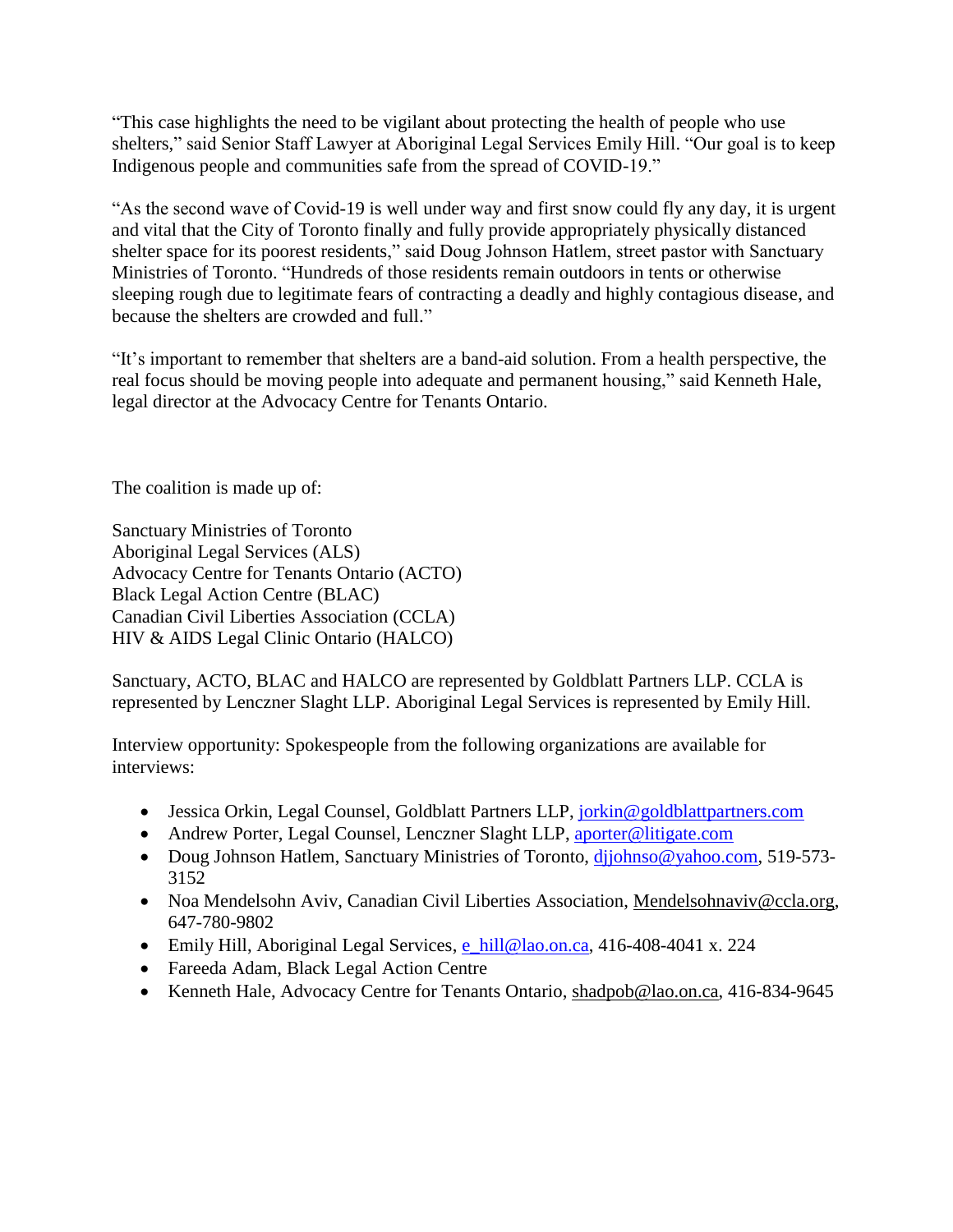"This case highlights the need to be vigilant about protecting the health of people who use shelters," said Senior Staff Lawyer at Aboriginal Legal Services Emily Hill. "Our goal is to keep Indigenous people and communities safe from the spread of COVID-19."

"As the second wave of Covid-19 is well under way and first snow could fly any day, it is urgent and vital that the City of Toronto finally and fully provide appropriately physically distanced shelter space for its poorest residents," said Doug Johnson Hatlem, street pastor with Sanctuary Ministries of Toronto. "Hundreds of those residents remain outdoors in tents or otherwise sleeping rough due to legitimate fears of contracting a deadly and highly contagious disease, and because the shelters are crowded and full."

"It's important to remember that shelters are a band-aid solution. From a health perspective, the real focus should be moving people into adequate and permanent housing," said Kenneth Hale, legal director at the Advocacy Centre for Tenants Ontario.

The coalition is made up of:

Sanctuary Ministries of Toronto
Aboriginal Legal Services (ALS)
Advocacy Centre for Tenants Ontario (ACTO)
Black Legal Action Centre (BLAC)
Canadian Civil Liberties Association (CCLA)
HIV & AIDS Legal Clinic Ontario (HALCO)

Sanctuary, ACTO, BLAC and HALCO are represented by Goldblatt Partners LLP. CCLA is represented by Lenczner Slaght LLP. Aboriginal Legal Services is represented by Emily Hill.

Interview opportunity: Spokespeople from the following organizations are available for interviews:

- Jessica Orkin, Legal Counsel, Goldblatt Partners LLP, jorkin@goldblattpartners.com
- Andrew Porter, Legal Counsel, Lenczner Slaght LLP, aporter@litigate.com
- Doug Johnson Hatlem, Sanctuary Ministries of Toronto, djjohnso@yahoo.com, 519-573-3152
- Noa Mendelsohn Aviv, Canadian Civil Liberties Association, Mendelsohnaviv@ccla.org, 647-780-9802
- Emily Hill, Aboriginal Legal Services, e_hill@lao.on.ca, 416-408-4041 x. 224
- Fareeda Adam, Black Legal Action Centre
- Kenneth Hale, Advocacy Centre for Tenants Ontario, shadpob@lao.on.ca, 416-834-9645